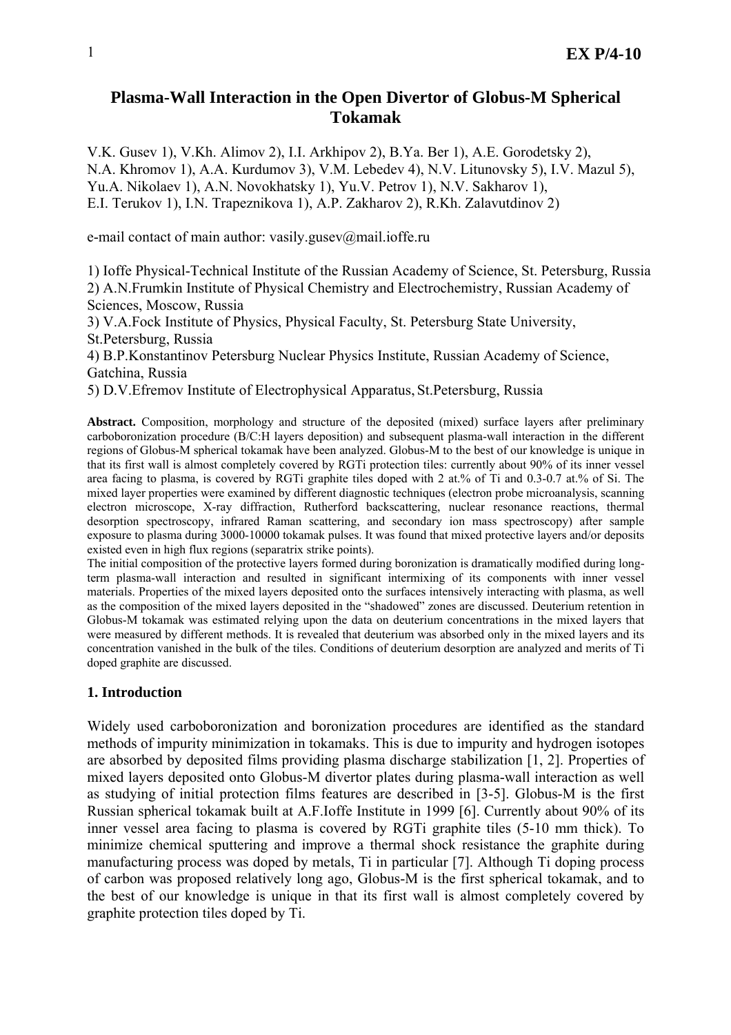# Plasma-Wall Interaction in the Open Divertor of Globus-M Spherical Tokamak

V.K. Gusev 1), V.Kh. Alimov 2), I.I. Arkhipov 2), B.Ya. Ber 1), A.E. Gorodetsky 2), N.A. Khromov 1), A.A. Kurdumov 3), V.M. Lebedev 4), N.V. Litunovsky 5), I.V. Mazul 5), Yu.A. Nikolaev 1), A.N. Novokhatsky 1), Yu.V. Petrov 1), N.V. Sakharov 1), E.I. Terukov 1), I.N. Trapeznikova 1), A.P. Zakharov 2), R.Kh. Zalavutdinov 2)

e-mail contact of main author: vasily.gusev@mail.ioffe.ru

1) Ioffe Physical-Technical Institute of the Russian Academy of Science, St. Petersburg, Russia
2) A.N.Frumkin Institute of Physical Chemistry and Electrochemistry, Russian Academy of Sciences, Moscow, Russia
3) V.A.Fock Institute of Physics, Physical Faculty, St. Petersburg State University, St.Petersburg, Russia
4) B.P.Konstantinov Petersburg Nuclear Physics Institute, Russian Academy of Science, Gatchina, Russia
5) D.V.Efremov Institute of Electrophysical Apparatus, St.Petersburg, Russia

**Abstract.** Composition, morphology and structure of the deposited (mixed) surface layers after preliminary carboboronization procedure (B/C:H layers deposition) and subsequent plasma-wall interaction in the different regions of Globus-M spherical tokamak have been analyzed. Globus-M to the best of our knowledge is unique in that its first wall is almost completely covered by RGTi protection tiles: currently about 90% of its inner vessel area facing to plasma, is covered by RGTi graphite tiles doped with 2 at.% of Ti and 0.3-0.7 at.% of Si. The mixed layer properties were examined by different diagnostic techniques (electron probe microanalysis, scanning electron microscope, X-ray diffraction, Rutherford backscattering, nuclear resonance reactions, thermal desorption spectroscopy, infrared Raman scattering, and secondary ion mass spectroscopy) after sample exposure to plasma during 3000-10000 tokamak pulses. It was found that mixed protective layers and/or deposits existed even in high flux regions (separatrix strike points).

The initial composition of the protective layers formed during boronization is dramatically modified during long-term plasma-wall interaction and resulted in significant intermixing of its components with inner vessel materials. Properties of the mixed layers deposited onto the surfaces intensively interacting with plasma, as well as the composition of the mixed layers deposited in the "shadowed" zones are discussed. Deuterium retention in Globus-M tokamak was estimated relying upon the data on deuterium concentrations in the mixed layers that were measured by different methods. It is revealed that deuterium was absorbed only in the mixed layers and its concentration vanished in the bulk of the tiles. Conditions of deuterium desorption are analyzed and merits of Ti doped graphite are discussed.

## 1. Introduction

Widely used carboboronization and boronization procedures are identified as the standard methods of impurity minimization in tokamaks. This is due to impurity and hydrogen isotopes are absorbed by deposited films providing plasma discharge stabilization [1, 2]. Properties of mixed layers deposited onto Globus-M divertor plates during plasma-wall interaction as well as studying of initial protection films features are described in [3-5]. Globus-M is the first Russian spherical tokamak built at A.F.Ioffe Institute in 1999 [6]. Currently about 90% of its inner vessel area facing to plasma is covered by RGTi graphite tiles (5-10 mm thick). To minimize chemical sputtering and improve a thermal shock resistance the graphite during manufacturing process was doped by metals, Ti in particular [7]. Although Ti doping process of carbon was proposed relatively long ago, Globus-M is the first spherical tokamak, and to the best of our knowledge is unique in that its first wall is almost completely covered by graphite protection tiles doped by Ti.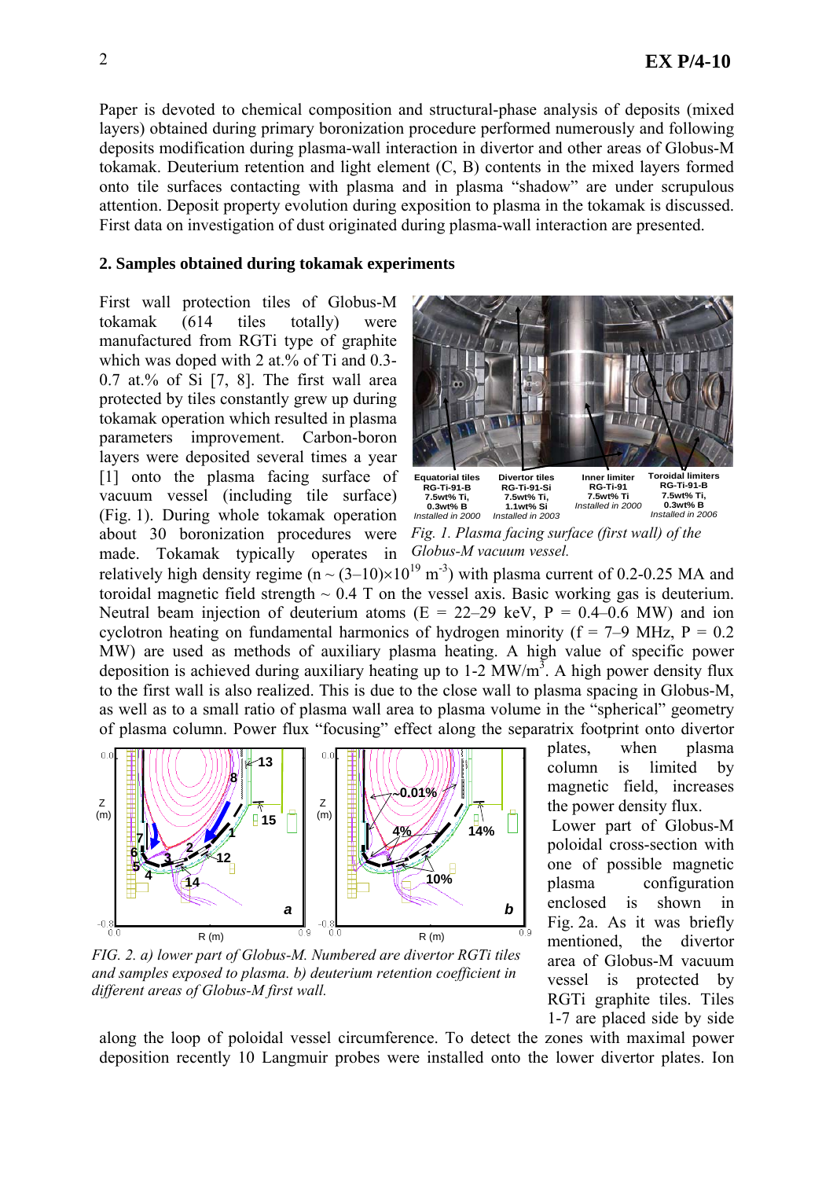Paper is devoted to chemical composition and structural-phase analysis of deposits (mixed layers) obtained during primary boronization procedure performed numerously and following deposits modification during plasma-wall interaction in divertor and other areas of Globus-M tokamak. Deuterium retention and light element (C, B) contents in the mixed layers formed onto tile surfaces contacting with plasma and in plasma "shadow" are under scrupulous attention. Deposit property evolution during exposition to plasma in the tokamak is discussed. First data on investigation of dust originated during plasma-wall interaction are presented.

## 2. Samples obtained during tokamak experiments

First wall protection tiles of Globus-M tokamak (614 tiles totally) were manufactured from RGTi type of graphite which was doped with 2 at.% of Ti and 0.3-0.7 at.% of Si [7, 8]. The first wall area protected by tiles constantly grew up during tokamak operation which resulted in plasma parameters improvement. Carbon-boron layers were deposited several times a year [1] onto the plasma facing surface of vacuum vessel (including tile surface) (Fig. 1). During whole tokamak operation about 30 boronization procedures were made. Tokamak typically operates in relatively high density regime ($n \sim (3\text{–}10)\times10^{19}$ $m^{-3}$) with plasma current of 0.2-0.25 MA and toroidal magnetic field strength ~ 0.4 T on the vessel axis. Basic working gas is deuterium. Neutral beam injection of deuterium atoms (E = 22–29 keV, P = 0.4–0.6 MW) and ion cyclotron heating on fundamental harmonics of hydrogen minority (f = 7–9 MHz, P = 0.2 MW) are used as methods of auxiliary plasma heating. A high value of specific power deposition is achieved during auxiliary heating up to 1-2 $MW/m^3$. A high power density flux to the first wall is also realized. This is due to the close wall to plasma spacing in Globus-M, as well as to a small ratio of plasma wall area to plasma volume in the "spherical" geometry of plasma column. Power flux "focusing" effect along the separatrix footprint onto divertor plates, when plasma column is limited by magnetic field, increases the power density flux.

Equatorial tiles RG-Ti-91-B 7.5wt% Ti, 0.3wt% B *Installed in 2000* | Divertor tiles RG-Ti-91-Si 7.5wt% Ti, 1.1wt% Si *Installed in 2003* | Inner limiter RG-Ti-91 7.5wt% Ti *Installed in 2000* | Toroidal limiters RG-Ti-91-B 7.5wt% Ti, 0.3wt% B *Installed in 2006*

*Fig. 1. Plasma facing surface (first wall) of the Globus-M vacuum vessel.*

*FIG. 2. a) lower part of Globus-M. Numbered are divertor RGTi tiles and samples exposed to plasma. b) deuterium retention coefficient in different areas of Globus-M first wall.*

Lower part of Globus-M poloidal cross-section with one of possible magnetic plasma configuration enclosed is shown in Fig. 2a. As it was briefly mentioned, the divertor area of Globus-M vacuum vessel is protected by RGTi graphite tiles. Tiles 1-7 are placed side by side along the loop of poloidal vessel circumference. To detect the zones with maximal power deposition recently 10 Langmuir probes were installed onto the lower divertor plates. Ion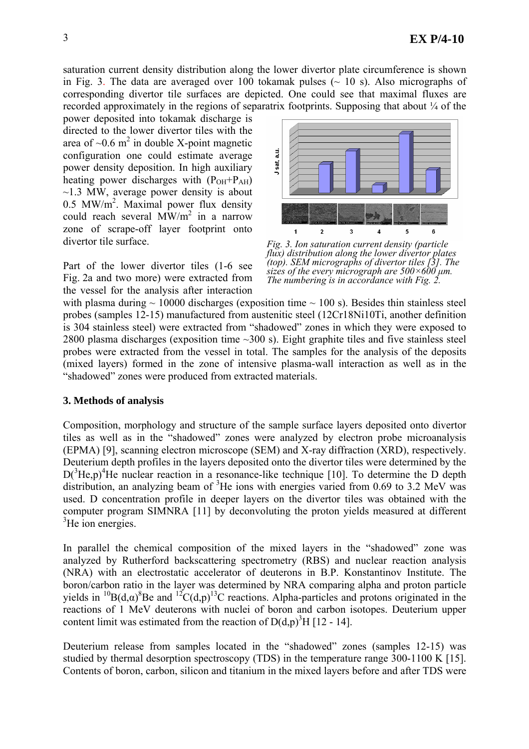saturation current density distribution along the lower divertor plate circumference is shown in Fig. 3. The data are averaged over 100 tokamak pulses (~ 10 s). Also micrographs of corresponding divertor tile surfaces are depicted. One could see that maximal fluxes are recorded approximately in the regions of separatrix footprints. Supposing that about ¼ of the power deposited into tokamak discharge is directed to the lower divertor tiles with the area of ~0.6 m$^2$ in double X-point magnetic configuration one could estimate average power density deposition. In high auxiliary heating power discharges with ($P_{OH}$+$P_{AH}$) ~1.3 MW, average power density is about 0.5 MW/m$^2$. Maximal power flux density could reach several MW/m$^2$ in a narrow zone of scrape-off layer footprint onto divertor tile surface.

*Fig. 3. Ion saturation current density (particle flux) distribution along the lower divertor plates (top). SEM micrographs of divertor tiles [3]. The sizes of the every micrograph are 500×600 μm. The numbering is in accordance with Fig. 2.*

Part of the lower divertor tiles (1-6 see Fig. 2a and two more) were extracted from the vessel for the analysis after interaction with plasma during ~ 10000 discharges (exposition time ~ 100 s). Besides thin stainless steel probes (samples 12-15) manufactured from austenitic steel (12Cr18Ni10Ti, another definition is 304 stainless steel) were extracted from "shadowed" zones in which they were exposed to 2800 plasma discharges (exposition time ~300 s). Eight graphite tiles and five stainless steel probes were extracted from the vessel in total. The samples for the analysis of the deposits (mixed layers) formed in the zone of intensive plasma-wall interaction as well as in the "shadowed" zones were produced from extracted materials.

### 3. Methods of analysis

Composition, morphology and structure of the sample surface layers deposited onto divertor tiles as well as in the "shadowed" zones were analyzed by electron probe microanalysis (EPMA) [9], scanning electron microscope (SEM) and X-ray diffraction (XRD), respectively. Deuterium depth profiles in the layers deposited onto the divertor tiles were determined by the $D(^3He,p)^4He$ nuclear reaction in a resonance-like technique [10]. To determine the D depth distribution, an analyzing beam of $^3$He ions with energies varied from 0.69 to 3.2 MeV was used. D concentration profile in deeper layers on the divertor tiles was obtained with the computer program SIMNRA [11] by deconvoluting the proton yields measured at different $^3$He ion energies.

In parallel the chemical composition of the mixed layers in the "shadowed" zone was analyzed by Rutherford backscattering spectrometry (RBS) and nuclear reaction analysis (NRA) with an electrostatic accelerator of deuterons in B.P. Konstantinov Institute. The boron/carbon ratio in the layer was determined by NRA comparing alpha and proton particle yields in $^{10}B(d,\alpha)^8Be$ and $^{12}C(d,p)^{13}C$ reactions. Alpha-particles and protons originated in the reactions of 1 MeV deuterons with nuclei of boron and carbon isotopes. Deuterium upper content limit was estimated from the reaction of $D(d,p)^3H$ [12 - 14].

Deuterium release from samples located in the "shadowed" zones (samples 12-15) was studied by thermal desorption spectroscopy (TDS) in the temperature range 300-1100 K [15]. Contents of boron, carbon, silicon and titanium in the mixed layers before and after TDS were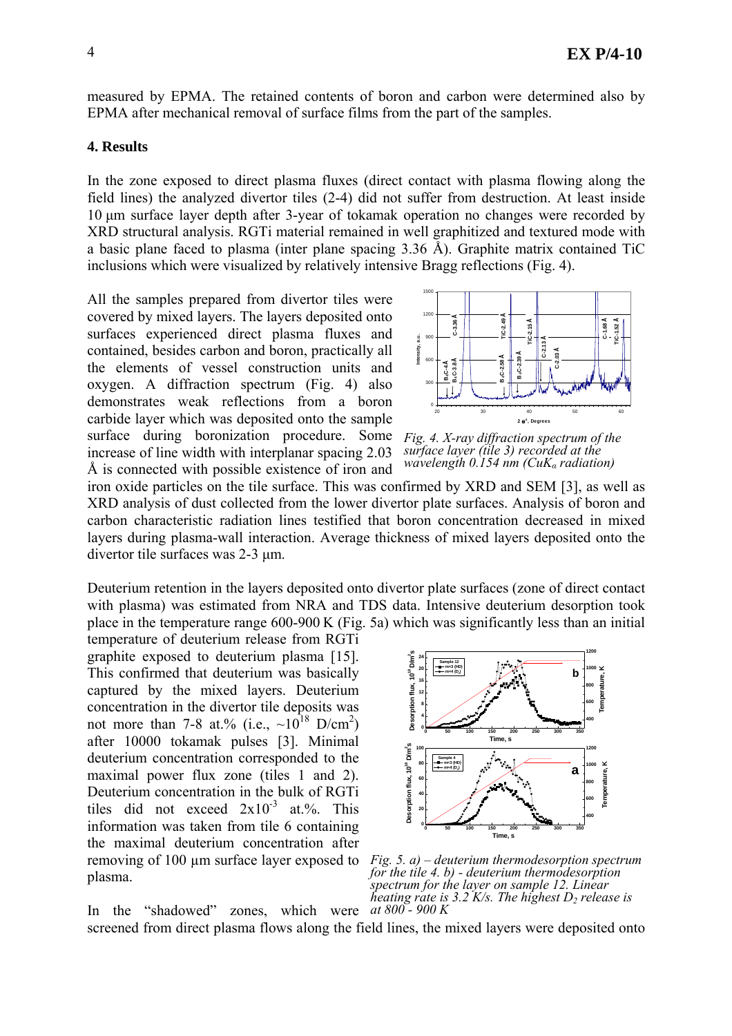measured by EPMA. The retained contents of boron and carbon were determined also by EPMA after mechanical removal of surface films from the part of the samples.

### 4. Results

In the zone exposed to direct plasma fluxes (direct contact with plasma flowing along the field lines) the analyzed divertor tiles (2-4) did not suffer from destruction. At least inside 10 µm surface layer depth after 3-year of tokamak operation no changes were recorded by XRD structural analysis. RGTi material remained in well graphitized and textured mode with a basic plane faced to plasma (inter plane spacing 3.36 Å). Graphite matrix contained TiC inclusions which were visualized by relatively intensive Bragg reflections (Fig. 4).

All the samples prepared from divertor tiles were covered by mixed layers. The layers deposited onto surfaces experienced direct plasma fluxes and contained, besides carbon and boron, practically all the elements of vessel construction units and oxygen. A diffraction spectrum (Fig. 4) also demonstrates weak reflections from a boron carbide layer which was deposited onto the sample surface during boronization procedure. Some increase of line width with interplanar spacing 2.03 Å is connected with possible existence of iron and iron oxide particles on the tile surface. This was confirmed by XRD and SEM [3], as well as XRD analysis of dust collected from the lower divertor plate surfaces. Analysis of boron and carbon characteristic radiation lines testified that boron concentration decreased in mixed layers during plasma-wall interaction. Average thickness of mixed layers deposited onto the divertor tile surfaces was 2-3 µm.

*Fig. 4. X-ray diffraction spectrum of the surface layer (tile 3) recorded at the wavelength 0.154 nm (CuK$_\alpha$ radiation)*

Deuterium retention in the layers deposited onto divertor plate surfaces (zone of direct contact with plasma) was estimated from NRA and TDS data. Intensive deuterium desorption took place in the temperature range 600-900 K (Fig. 5a) which was significantly less than an initial temperature of deuterium release from RGTi graphite exposed to deuterium plasma [15]. This confirmed that deuterium was basically captured by the mixed layers. Deuterium concentration in the divertor tile deposits was not more than 7-8 at.% (i.e., ~$10^{18}$ D/cm$^2$) after 10000 tokamak pulses [3]. Minimal deuterium concentration corresponded to the maximal power flux zone (tiles 1 and 2). Deuterium concentration in the bulk of RGTi tiles did not exceed $2 \times 10^{-3}$ at.%. This information was taken from tile 6 containing the maximal deuterium concentration after removing of 100 µm surface layer exposed to plasma.

*Fig. 5. a) – deuterium thermodesorption spectrum for the tile 4. b) - deuterium thermodesorption spectrum for the layer on sample 12. Linear heating rate is 3.2 K/s. The highest D$_2$ release is at 800 - 900 K*

In the "shadowed" zones, which were screened from direct plasma flows along the field lines, the mixed layers were deposited onto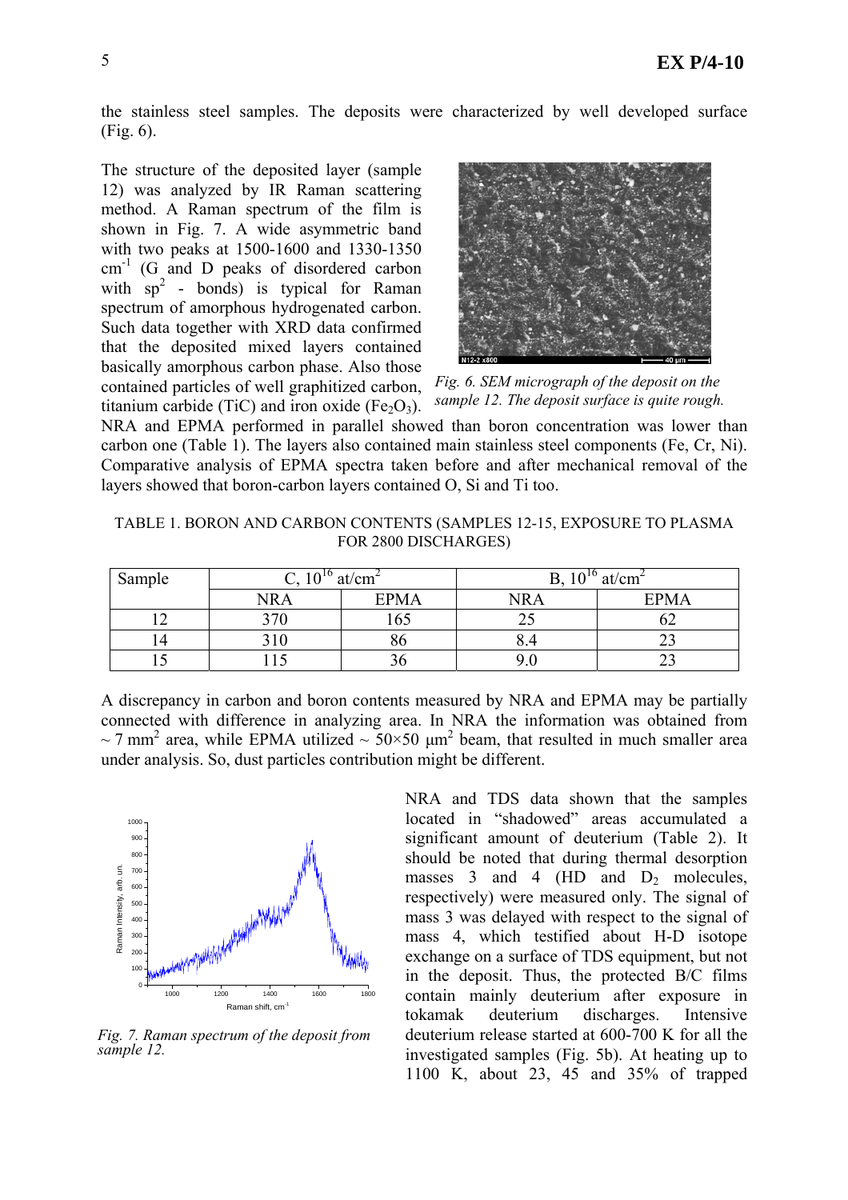the stainless steel samples. The deposits were characterized by well developed surface (Fig. 6).

The structure of the deposited layer (sample 12) was analyzed by IR Raman scattering method. A Raman spectrum of the film is shown in Fig. 7. A wide asymmetric band with two peaks at 1500-1600 and 1330-1350 $cm^{-1}$ (G and D peaks of disordered carbon with $sp^2$ - bonds) is typical for Raman spectrum of amorphous hydrogenated carbon. Such data together with XRD data confirmed that the deposited mixed layers contained basically amorphous carbon phase. Also those contained particles of well graphitized carbon, titanium carbide (TiC) and iron oxide ($Fe_2O_3$).

*Fig. 6. SEM micrograph of the deposit on the sample 12. The deposit surface is quite rough.*

NRA and EPMA performed in parallel showed than boron concentration was lower than carbon one (Table 1). The layers also contained main stainless steel components (Fe, Cr, Ni). Comparative analysis of EPMA spectra taken before and after mechanical removal of the layers showed that boron-carbon layers contained O, Si and Ti too.

TABLE 1. BORON AND CARBON CONTENTS (SAMPLES 12-15, EXPOSURE TO PLASMA FOR 2800 DISCHARGES)

| Sample | C, $10^{16}$ at/cm$^2$ | | B, $10^{16}$ at/cm$^2$ | |
|---|---|---|---|---|
| | NRA | EPMA | NRA | EPMA |
| 12 | 370 | 165 | 25 | 62 |
| 14 | 310 | 86 | 8.4 | 23 |
| 15 | 115 | 36 | 9.0 | 23 |

A discrepancy in carbon and boron contents measured by NRA and EPMA may be partially connected with difference in analyzing area. In NRA the information was obtained from ~ 7 mm$^2$ area, while EPMA utilized ~ 50×50 μm$^2$ beam, that resulted in much smaller area under analysis. So, dust particles contribution might be different.

*Fig. 7. Raman spectrum of the deposit from sample 12.*

NRA and TDS data shown that the samples located in "shadowed" areas accumulated a significant amount of deuterium (Table 2). It should be noted that during thermal desorption masses 3 and 4 (HD and $D_2$ molecules, respectively) were measured only. The signal of mass 3 was delayed with respect to the signal of mass 4, which testified about H-D isotope exchange on a surface of TDS equipment, but not in the deposit. Thus, the protected B/C films contain mainly deuterium after exposure in tokamak deuterium discharges. Intensive deuterium release started at 600-700 K for all the investigated samples (Fig. 5b). At heating up to 1100 K, about 23, 45 and 35% of trapped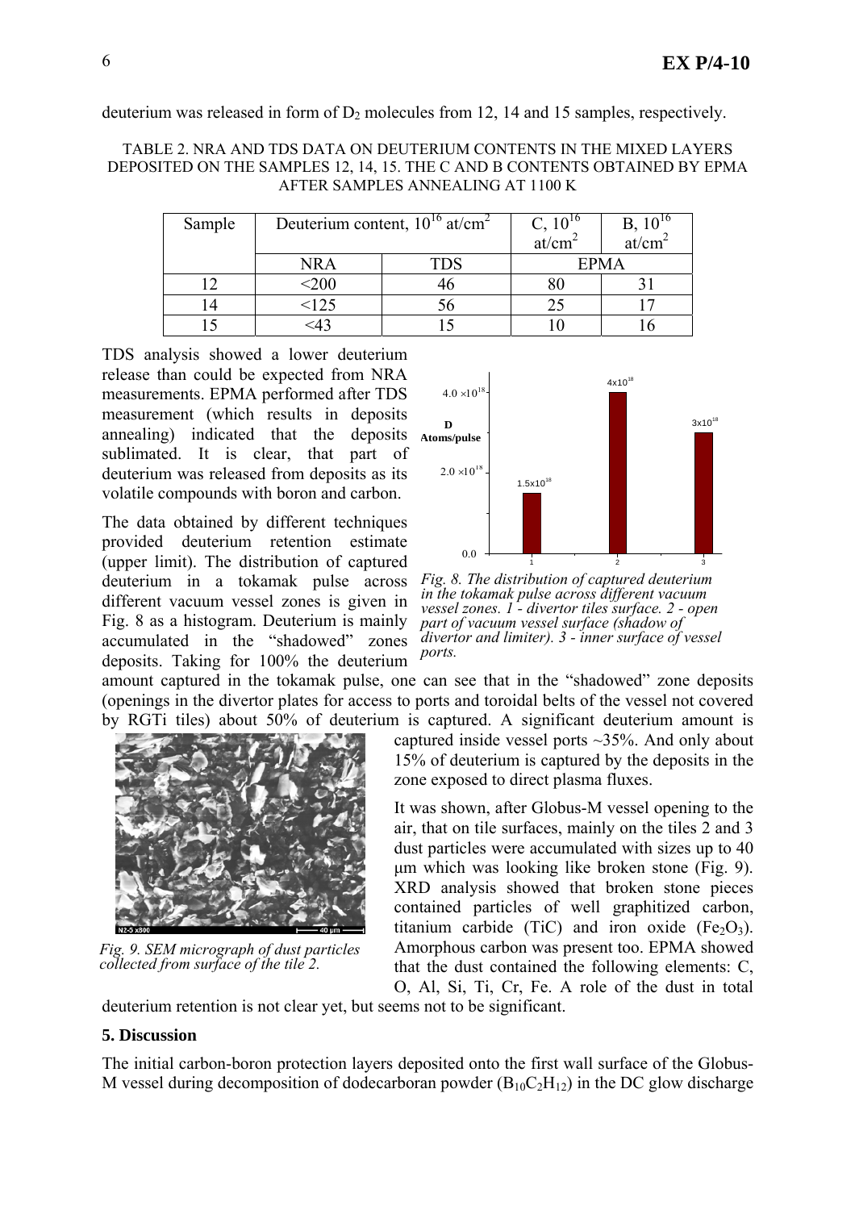deuterium was released in form of $D_2$ molecules from 12, 14 and 15 samples, respectively.

TABLE 2. NRA AND TDS DATA ON DEUTERIUM CONTENTS IN THE MIXED LAYERS DEPOSITED ON THE SAMPLES 12, 14, 15. THE C AND B CONTENTS OBTAINED BY EPMA AFTER SAMPLES ANNEALING AT 1100 K

| Sample | Deuterium content, $10^{16}$ at/cm$^2$ | | C, $10^{16}$ at/cm$^2$ | B, $10^{16}$ at/cm$^2$ |
|---|---|---|---|---|
| | NRA | TDS | EPMA | |
| 12 | <200 | 46 | 80 | 31 |
| 14 | <125 | 56 | 25 | 17 |
| 15 | <43 | 15 | 10 | 16 |

TDS analysis showed a lower deuterium release than could be expected from NRA measurements. EPMA performed after TDS measurement (which results in deposits annealing) indicated that the deposits sublimated. It is clear, that part of deuterium was released from deposits as its volatile compounds with boron and carbon.

The data obtained by different techniques provided deuterium retention estimate (upper limit). The distribution of captured deuterium in a tokamak pulse across different vacuum vessel zones is given in Fig. 8 as a histogram. Deuterium is mainly accumulated in the "shadowed" zones deposits. Taking for 100% the deuterium amount captured in the tokamak pulse, one can see that in the "shadowed" zone deposits (openings in the divertor plates for access to ports and toroidal belts of the vessel not covered by RGTi tiles) about 50% of deuterium is captured. A significant deuterium amount is captured inside vessel ports ~35%. And only about 15% of deuterium is captured by the deposits in the zone exposed to direct plasma fluxes.

*Fig. 8. The distribution of captured deuterium in the tokamak pulse across different vacuum vessel zones. 1 - divertor tiles surface. 2 - open part of vacuum vessel surface (shadow of divertor and limiter). 3 - inner surface of vessel ports.*

It was shown, after Globus-M vessel opening to the air, that on tile surfaces, mainly on the tiles 2 and 3 dust particles were accumulated with sizes up to 40 μm which was looking like broken stone (Fig. 9). XRD analysis showed that broken stone pieces contained particles of well graphitized carbon, titanium carbide (TiC) and iron oxide ($Fe_2O_3$). Amorphous carbon was present too. EPMA showed that the dust contained the following elements: C, O, Al, Si, Ti, Cr, Fe. A role of the dust in total deuterium retention is not clear yet, but seems not to be significant.

*Fig. 9. SEM micrograph of dust particles collected from surface of the tile 2.*

## 5. Discussion

The initial carbon-boron protection layers deposited onto the first wall surface of the Globus-M vessel during decomposition of dodecarboran powder ($B_{10}C_2H_{12}$) in the DC glow discharge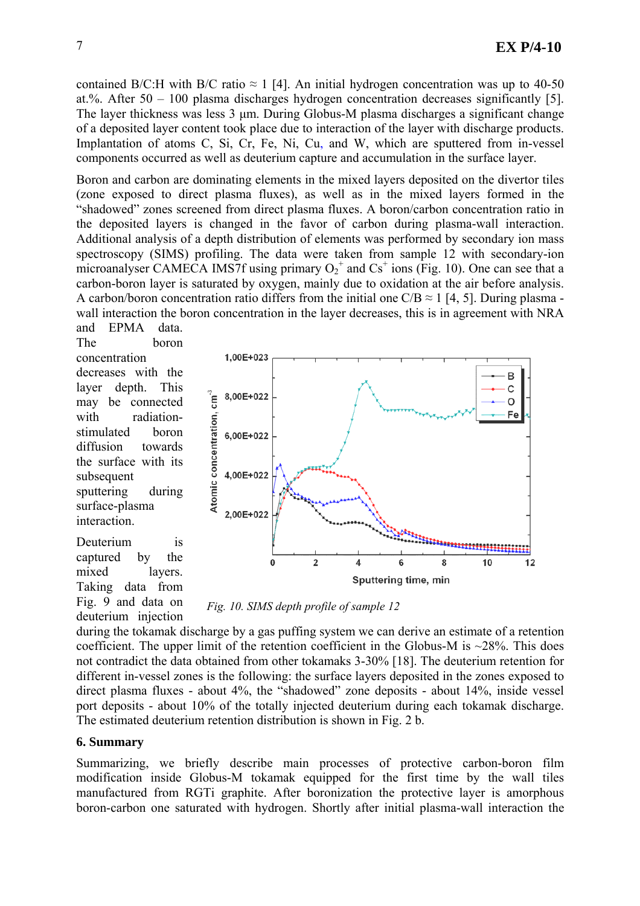contained B/C:H with B/C ratio ≈ 1 [4]. An initial hydrogen concentration was up to 40-50 at.%. After 50 – 100 plasma discharges hydrogen concentration decreases significantly [5]. The layer thickness was less 3 μm. During Globus-M plasma discharges a significant change of a deposited layer content took place due to interaction of the layer with discharge products. Implantation of atoms C, Si, Cr, Fe, Ni, Cu, and W, which are sputtered from in-vessel components occurred as well as deuterium capture and accumulation in the surface layer.

Boron and carbon are dominating elements in the mixed layers deposited on the divertor tiles (zone exposed to direct plasma fluxes), as well as in the mixed layers formed in the "shadowed" zones screened from direct plasma fluxes. A boron/carbon concentration ratio in the deposited layers is changed in the favor of carbon during plasma-wall interaction. Additional analysis of a depth distribution of elements was performed by secondary ion mass spectroscopy (SIMS) profiling. The data were taken from sample 12 with secondary-ion microanalyser CAMECA IMS7f using primary $O_2^+$ and $Cs^+$ ions (Fig. 10). One can see that a carbon-boron layer is saturated by oxygen, mainly due to oxidation at the air before analysis. A carbon/boron concentration ratio differs from the initial one C/B ≈ 1 [4, 5]. During plasma - wall interaction the boron concentration in the layer decreases, this is in agreement with NRA and EPMA data. The boron concentration decreases with the layer depth. This may be connected with radiation-stimulated boron diffusion towards the surface with its subsequent sputtering during surface-plasma interaction.

*Fig. 10. SIMS depth profile of sample 12*

Deuterium is captured by the mixed layers. Taking data from Fig. 9 and data on deuterium injection during the tokamak discharge by a gas puffing system we can derive an estimate of a retention coefficient. The upper limit of the retention coefficient in the Globus-M is ~28%. This does not contradict the data obtained from other tokamaks 3-30% [18]. The deuterium retention for different in-vessel zones is the following: the surface layers deposited in the zones exposed to direct plasma fluxes - about 4%, the "shadowed" zone deposits - about 14%, inside vessel port deposits - about 10% of the totally injected deuterium during each tokamak discharge. The estimated deuterium retention distribution is shown in Fig. 2 b.

## 6. Summary

Summarizing, we briefly describe main processes of protective carbon-boron film modification inside Globus-M tokamak equipped for the first time by the wall tiles manufactured from RGTi graphite. After boronization the protective layer is amorphous boron-carbon one saturated with hydrogen. Shortly after initial plasma-wall interaction the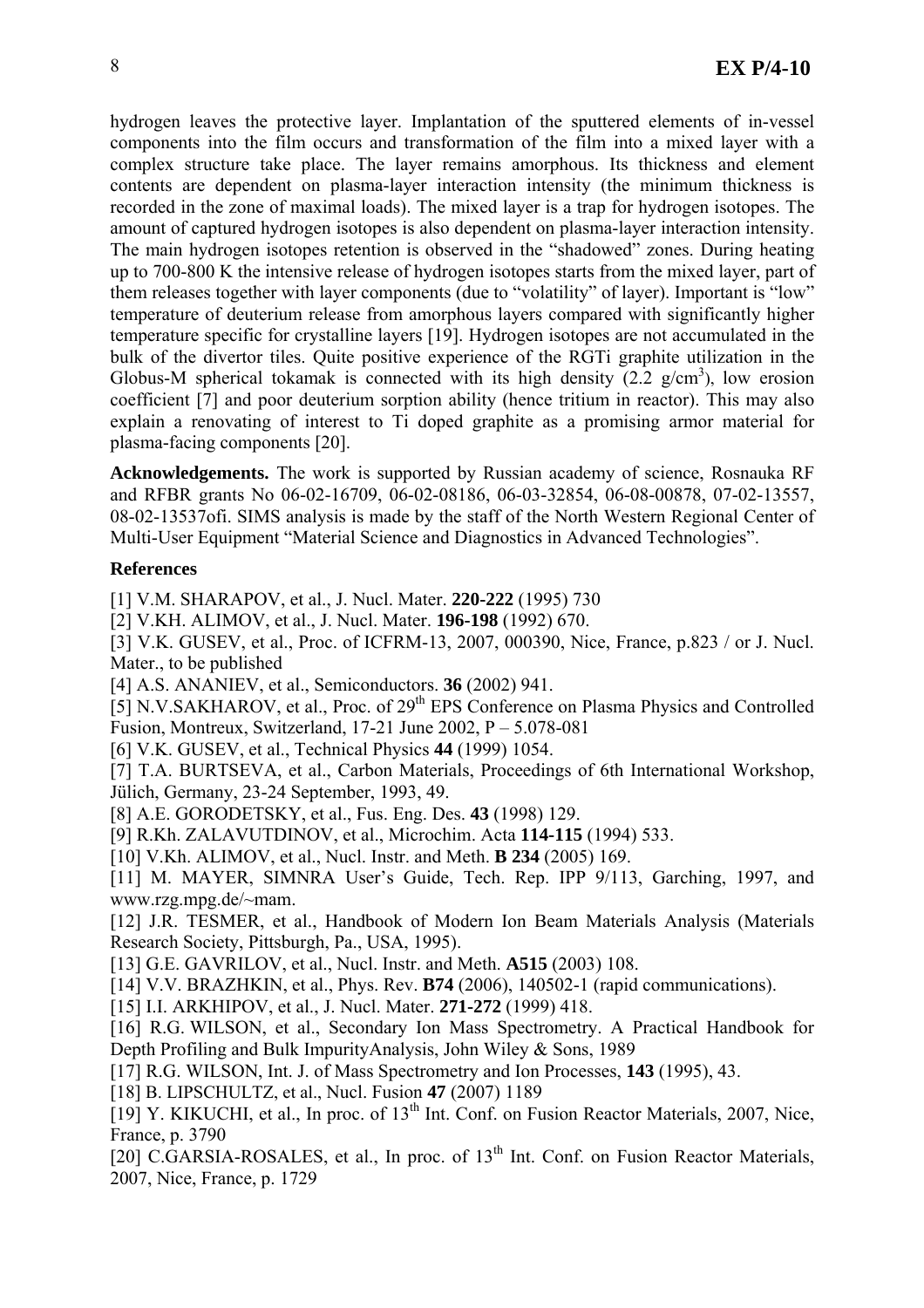hydrogen leaves the protective layer. Implantation of the sputtered elements of in-vessel components into the film occurs and transformation of the film into a mixed layer with a complex structure take place. The layer remains amorphous. Its thickness and element contents are dependent on plasma-layer interaction intensity (the minimum thickness is recorded in the zone of maximal loads). The mixed layer is a trap for hydrogen isotopes. The amount of captured hydrogen isotopes is also dependent on plasma-layer interaction intensity. The main hydrogen isotopes retention is observed in the "shadowed" zones. During heating up to 700-800 K the intensive release of hydrogen isotopes starts from the mixed layer, part of them releases together with layer components (due to "volatility" of layer). Important is "low" temperature of deuterium release from amorphous layers compared with significantly higher temperature specific for crystalline layers [19]. Hydrogen isotopes are not accumulated in the bulk of the divertor tiles. Quite positive experience of the RGTi graphite utilization in the Globus-M spherical tokamak is connected with its high density (2.2 $g/cm^3$), low erosion coefficient [7] and poor deuterium sorption ability (hence tritium in reactor). This may also explain a renovating of interest to Ti doped graphite as a promising armor material for plasma-facing components [20].

**Acknowledgements.** The work is supported by Russian academy of science, Rosnauka RF and RFBR grants No 06-02-16709, 06-02-08186, 06-03-32854, 06-08-00878, 07-02-13557, 08-02-13537ofi. SIMS analysis is made by the staff of the North Western Regional Center of Multi-User Equipment "Material Science and Diagnostics in Advanced Technologies".

**References**

[1] V.M. SHARAPOV, et al., J. Nucl. Mater. **220-222** (1995) 730

[2] V.KH. ALIMOV, et al., J. Nucl. Mater. **196-198** (1992) 670.

[3] V.K. GUSEV, et al., Proc. of ICFRM-13, 2007, 000390, Nice, France, p.823 / or J. Nucl. Mater., to be published

[4] A.S. ANANIEV, et al., Semiconductors. **36** (2002) 941.

[5] N.V.SAKHAROV, et al., Proc. of 29th EPS Conference on Plasma Physics and Controlled Fusion, Montreux, Switzerland, 17-21 June 2002, P – 5.078-081

[6] V.K. GUSEV, et al., Technical Physics **44** (1999) 1054.

[7] T.A. BURTSEVA, et al., Carbon Materials, Proceedings of 6th International Workshop, Jülich, Germany, 23-24 September, 1993, 49.

[8] A.E. GORODETSKY, et al., Fus. Eng. Des. **43** (1998) 129.

[9] R.Kh. ZALAVUTDINOV, et al., Microchim. Acta **114-115** (1994) 533.

[10] V.Kh. ALIMOV, et al., Nucl. Instr. and Meth. **B 234** (2005) 169.

[11] M. MAYER, SIMNRA User's Guide, Tech. Rep. IPP 9/113, Garching, 1997, and www.rzg.mpg.de/~mam.

[12] J.R. TESMER, et al., Handbook of Modern Ion Beam Materials Analysis (Materials Research Society, Pittsburgh, Pa., USA, 1995).

[13] G.E. GAVRILOV, et al., Nucl. Instr. and Meth. **A515** (2003) 108.

[14] V.V. BRAZHKIN, et al., Phys. Rev. **B74** (2006), 140502-1 (rapid communications).

[15] I.I. ARKHIPOV, et al., J. Nucl. Mater. **271-272** (1999) 418.

[16] R.G. WILSON, et al., Secondary Ion Mass Spectrometry. A Practical Handbook for Depth Profiling and Bulk ImpurityAnalysis, John Wiley & Sons, 1989

[17] R.G. WILSON, Int. J. of Mass Spectrometry and Ion Processes, **143** (1995), 43.

[18] B. LIPSCHULTZ, et al., Nucl. Fusion **47** (2007) 1189

[19] Y. KIKUCHI, et al., In proc. of 13th Int. Conf. on Fusion Reactor Materials, 2007, Nice, France, p. 3790

[20] C.GARSIA-ROSALES, et al., In proc. of 13th Int. Conf. on Fusion Reactor Materials, 2007, Nice, France, p. 1729